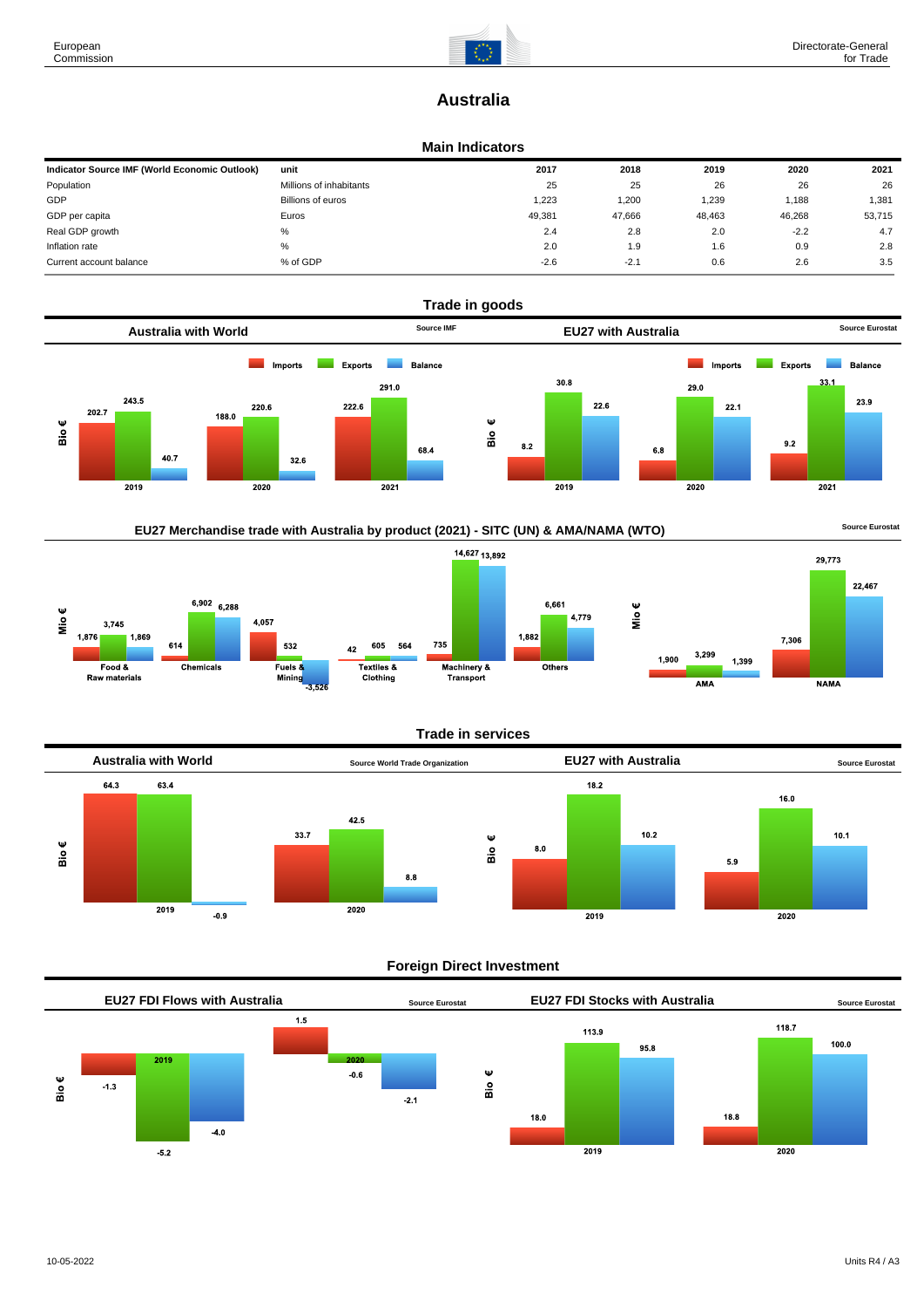# Australia

## Main Indicators

| Indicator Source IMF (World Economic Outlook) | unit | 2017 | 2018 | 2019 | 2020 | 2021 |
|---|---|---|---|---|---|---|
| Population | Millions of inhabitants | 25 | 25 | 26 | 26 | 26 |
| GDP | Billions of euros | 1,223 | 1,200 | 1,239 | 1,188 | 1,381 |
| GDP per capita | Euros | 49,381 | 47,666 | 48,463 | 46,268 | 53,715 |
| Real GDP growth | % | 2.4 | 2.8 | 2.0 | -2.2 | 4.7 |
| Inflation rate | % | 2.0 | 1.9 | 1.6 | 0.9 | 2.8 |
| Current account balance | % of GDP | -2.6 | -2.1 | 0.6 | 2.6 | 3.5 |

## Trade in goods

### Australia with World

Source IMF

Bio €

| | Imports | Exports | Balance |
|---|---|---|---|
| 2019 | 202.7 | 243.5 | 40.7 |
| 2020 | 188.0 | 220.6 | 32.6 |
| 2021 | 222.6 | 291.0 | 68.4 |

### EU27 with Australia

Source Eurostat

Bio €

| | Imports | Exports | Balance |
|---|---|---|---|
| 2019 | 8.2 | 30.8 | 22.6 |
| 2020 | 6.8 | 29.0 | 22.1 |
| 2021 | 9.2 | 33.1 | 23.9 |

### EU27 Merchandise trade with Australia by product (2021) - SITC (UN) & AMA/NAMA (WTO)

Source Eurostat

Mio €

| | Imports | Exports | Balance |
|---|---|---|---|
| Food & Raw materials | 1,876 | 3,745 | 1,869 |
| Chemicals | 614 | 6,902 | 6,288 |
| Fuels & Mining | 4,057 | 532 | -3,526 |
| Textiles & Clothing | 42 | 605 | 564 |
| Machinery & Transport | 735 | 14,627 | 13,892 |
| Others | 1,882 | 6,661 | 4,779 |
| AMA | 1,900 | 3,299 | 1,399 |
| NAMA | 7,306 | 29,773 | 22,467 |

## Trade in services

### Australia with World

Source World Trade Organization

Bio €

| | Imports | Exports | Balance |
|---|---|---|---|
| 2019 | 64.3 | 63.4 | -0.9 |
| 2020 | 33.7 | 42.5 | 8.8 |

### EU27 with Australia

Source Eurostat

Bio €

| | Imports | Exports | Balance |
|---|---|---|---|
| 2019 | 8.0 | 18.2 | 10.2 |
| 2020 | 5.9 | 16.0 | 10.1 |

## Foreign Direct Investment

### EU27 FDI Flows with Australia

Source Eurostat

Bio €

| | Inward | Outward | Balance |
|---|---|---|---|
| 2019 | -1.3 | -5.2 | -4.0 |
| 2020 | 1.5 | -0.6 | -2.1 |

### EU27 FDI Stocks with Australia

Source Eurostat

Bio €

| | Inward | Outward | Balance |
|---|---|---|---|
| 2019 | 18.0 | 113.9 | 95.8 |
| 2020 | 18.8 | 118.7 | 100.0 |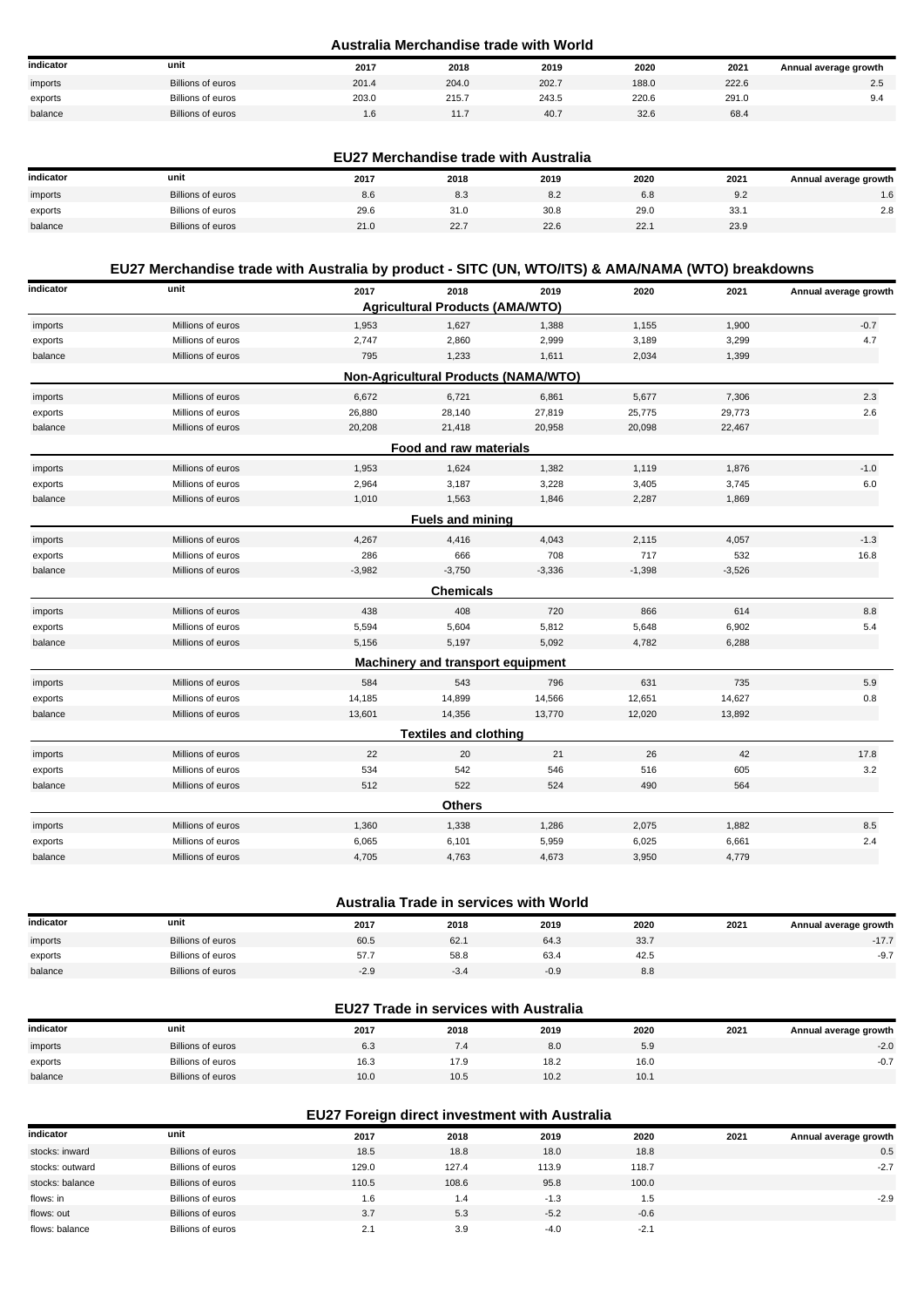### Australia Merchandise trade with World

| indicator | unit | 2017 | 2018 | 2019 | 2020 | 2021 | Annual average growth |
|---|---|---|---|---|---|---|---|
| imports | Billions of euros | 201.4 | 204.0 | 202.7 | 188.0 | 222.6 | 2.5 |
| exports | Billions of euros | 203.0 | 215.7 | 243.5 | 220.6 | 291.0 | 9.4 |
| balance | Billions of euros | 1.6 | 11.7 | 40.7 | 32.6 | 68.4 | |

### EU27 Merchandise trade with Australia

| indicator | unit | 2017 | 2018 | 2019 | 2020 | 2021 | Annual average growth |
|---|---|---|---|---|---|---|---|
| imports | Billions of euros | 8.6 | 8.3 | 8.2 | 6.8 | 9.2 | 1.6 |
| exports | Billions of euros | 29.6 | 31.0 | 30.8 | 29.0 | 33.1 | 2.8 |
| balance | Billions of euros | 21.0 | 22.7 | 22.6 | 22.1 | 23.9 | |

### EU27 Merchandise trade with Australia by product - SITC (UN, WTO/ITS) & AMA/NAMA (WTO) breakdowns

| indicator | unit | 2017 | 2018 | 2019 | 2020 | 2021 | Annual average growth |
|---|---|---|---|---|---|---|---|
| | | | **Agricultural Products (AMA/WTO)** | | | | |
| imports | Millions of euros | 1,953 | 1,627 | 1,388 | 1,155 | 1,900 | -0.7 |
| exports | Millions of euros | 2,747 | 2,860 | 2,999 | 3,189 | 3,299 | 4.7 |
| balance | Millions of euros | 795 | 1,233 | 1,611 | 2,034 | 1,399 | |
| | | | **Non-Agricultural Products (NAMA/WTO)** | | | | |
| imports | Millions of euros | 6,672 | 6,721 | 6,861 | 5,677 | 7,306 | 2.3 |
| exports | Millions of euros | 26,880 | 28,140 | 27,819 | 25,775 | 29,773 | 2.6 |
| balance | Millions of euros | 20,208 | 21,418 | 20,958 | 20,098 | 22,467 | |
| | | | **Food and raw materials** | | | | |
| imports | Millions of euros | 1,953 | 1,624 | 1,382 | 1,119 | 1,876 | -1.0 |
| exports | Millions of euros | 2,964 | 3,187 | 3,228 | 3,405 | 3,745 | 6.0 |
| balance | Millions of euros | 1,010 | 1,563 | 1,846 | 2,287 | 1,869 | |
| | | | **Fuels and mining** | | | | |
| imports | Millions of euros | 4,267 | 4,416 | 4,043 | 2,115 | 4,057 | -1.3 |
| exports | Millions of euros | 286 | 666 | 708 | 717 | 532 | 16.8 |
| balance | Millions of euros | -3,982 | -3,750 | -3,336 | -1,398 | -3,526 | |
| | | | **Chemicals** | | | | |
| imports | Millions of euros | 438 | 408 | 720 | 866 | 614 | 8.8 |
| exports | Millions of euros | 5,594 | 5,604 | 5,812 | 5,648 | 6,902 | 5.4 |
| balance | Millions of euros | 5,156 | 5,197 | 5,092 | 4,782 | 6,288 | |
| | | | **Machinery and transport equipment** | | | | |
| imports | Millions of euros | 584 | 543 | 796 | 631 | 735 | 5.9 |
| exports | Millions of euros | 14,185 | 14,899 | 14,566 | 12,651 | 14,627 | 0.8 |
| balance | Millions of euros | 13,601 | 14,356 | 13,770 | 12,020 | 13,892 | |
| | | | **Textiles and clothing** | | | | |
| imports | Millions of euros | 22 | 20 | 21 | 26 | 42 | 17.8 |
| exports | Millions of euros | 534 | 542 | 546 | 516 | 605 | 3.2 |
| balance | Millions of euros | 512 | 522 | 524 | 490 | 564 | |
| | | | **Others** | | | | |
| imports | Millions of euros | 1,360 | 1,338 | 1,286 | 2,075 | 1,882 | 8.5 |
| exports | Millions of euros | 6,065 | 6,101 | 5,959 | 6,025 | 6,661 | 2.4 |
| balance | Millions of euros | 4,705 | 4,763 | 4,673 | 3,950 | 4,779 | |

### Australia Trade in services with World

| indicator | unit | 2017 | 2018 | 2019 | 2020 | 2021 | Annual average growth |
|---|---|---|---|---|---|---|---|
| imports | Billions of euros | 60.5 | 62.1 | 64.3 | 33.7 | | -17.7 |
| exports | Billions of euros | 57.7 | 58.8 | 63.4 | 42.5 | | -9.7 |
| balance | Billions of euros | -2.9 | -3.4 | -0.9 | 8.8 | | |

### EU27 Trade in services with Australia

| indicator | unit | 2017 | 2018 | 2019 | 2020 | 2021 | Annual average growth |
|---|---|---|---|---|---|---|---|
| imports | Billions of euros | 6.3 | 7.4 | 8.0 | 5.9 | | -2.0 |
| exports | Billions of euros | 16.3 | 17.9 | 18.2 | 16.0 | | -0.7 |
| balance | Billions of euros | 10.0 | 10.5 | 10.2 | 10.1 | | |

### EU27 Foreign direct investment with Australia

| indicator | unit | 2017 | 2018 | 2019 | 2020 | 2021 | Annual average growth |
|---|---|---|---|---|---|---|---|
| stocks: inward | Billions of euros | 18.5 | 18.8 | 18.0 | 18.8 | | 0.5 |
| stocks: outward | Billions of euros | 129.0 | 127.4 | 113.9 | 118.7 | | -2.7 |
| stocks: balance | Billions of euros | 110.5 | 108.6 | 95.8 | 100.0 | | |
| flows: in | Billions of euros | 1.6 | 1.4 | -1.3 | 1.5 | | -2.9 |
| flows: out | Billions of euros | 3.7 | 5.3 | -5.2 | -0.6 | | |
| flows: balance | Billions of euros | 2.1 | 3.9 | -4.0 | -2.1 | | |